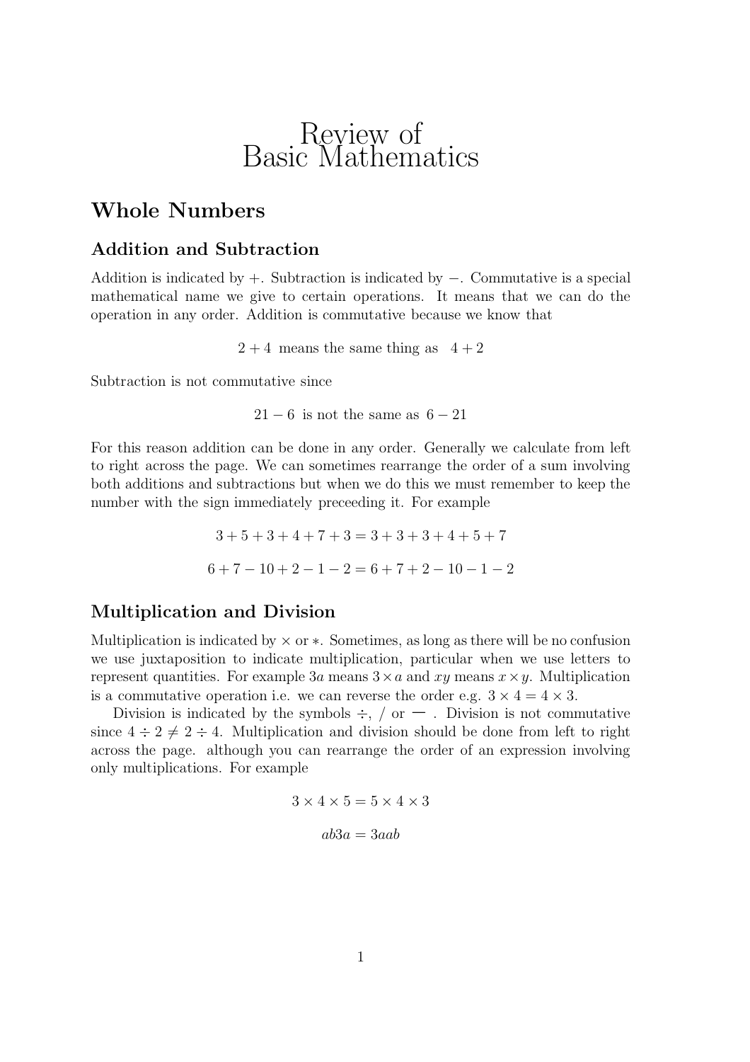# Review of Basic Mathematics

## Whole Numbers

### Addition and Subtraction

Addition is indicated by $+$. Subtraction is indicated by $-$. Commutative is a special mathematical name we give to certain operations. It means that we can do the operation in any order. Addition is commutative because we know that

$$2 + 4 \text{ means the same thing as } 4 + 2$$

Subtraction is not commutative since

$$21 - 6 \text{ is not the same as } 6 - 21$$

For this reason addition can be done in any order. Generally we calculate from left to right across the page. We can sometimes rearrange the order of a sum involving both additions and subtractions but when we do this we must remember to keep the number with the sign immediately preceeding it. For example

$$3 + 5 + 3 + 4 + 7 + 3 = 3 + 3 + 3 + 4 + 5 + 7$$

$$6 + 7 - 10 + 2 - 1 - 2 = 6 + 7 + 2 - 10 - 1 - 2$$

### Multiplication and Division

Multiplication is indicated by $\times$ or $*$. Sometimes, as long as there will be no confusion we use juxtaposition to indicate multiplication, particular when we use letters to represent quantities. For example $3a$ means $3 \times a$ and $xy$ means $x \times y$. Multiplication is a commutative operation i.e. we can reverse the order e.g. $3 \times 4 = 4 \times 3$.

Division is indicated by the symbols $\div$, $/$ or $—$ . Division is not commutative since $4 \div 2 \neq 2 \div 4$. Multiplication and division should be done from left to right across the page. although you can rearrange the order of an expression involving only multiplications. For example

$$3 \times 4 \times 5 = 5 \times 4 \times 3$$

$$ab3a = 3aab$$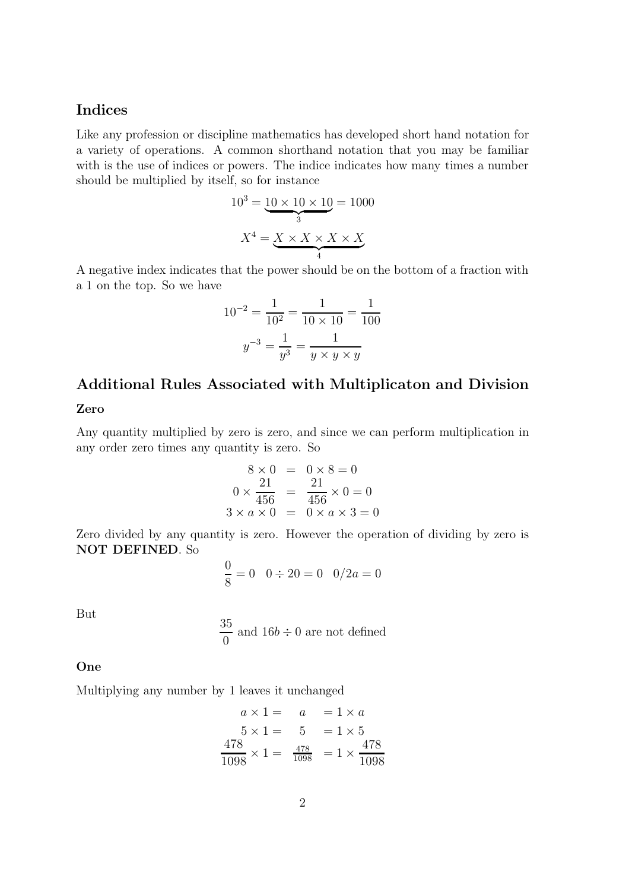## Indices

Like any profession or discipline mathematics has developed short hand notation for a variety of operations. A common shorthand notation that you may be familiar with is the use of indices or powers. The indice indicates how many times a number should be multiplied by itself, so for instance

$$10^3 = \underbrace{10 \times 10 \times 10}_{3} = 1000$$

$$X^4 = \underbrace{X \times X \times X \times X}_{4}$$

A negative index indicates that the power should be on the bottom of a fraction with a 1 on the top. So we have

$$10^{-2} = \frac{1}{10^2} = \frac{1}{10 \times 10} = \frac{1}{100}$$

$$y^{-3} = \frac{1}{y^3} = \frac{1}{y \times y \times y}$$

## Additional Rules Associated with Multiplicaton and Division

### Zero

Any quantity multiplied by zero is zero, and since we can perform multiplication in any order zero times any quantity is zero. So

$$\begin{aligned} 8 \times 0 &= 0 \times 8 = 0 \\ 0 \times \frac{21}{456} &= \frac{21}{456} \times 0 = 0 \\ 3 \times a \times 0 &= 0 \times a \times 3 = 0 \end{aligned}$$

Zero divided by any quantity is zero. However the operation of dividing by zero is **NOT DEFINED**. So

$$\frac{0}{8} = 0 \quad 0 \div 20 = 0 \quad 0/2a = 0$$

But

$$\frac{35}{0} \text{ and } 16b \div 0 \text{ are not defined}$$

### One

Multiplying any number by 1 leaves it unchanged

$$\begin{aligned} a \times 1 = &\quad a \quad = 1 \times a \\ 5 \times 1 = &\quad 5 \quad = 1 \times 5 \\ \frac{478}{1098} \times 1 = &\quad \tfrac{478}{1098} \quad = 1 \times \frac{478}{1098} \end{aligned}$$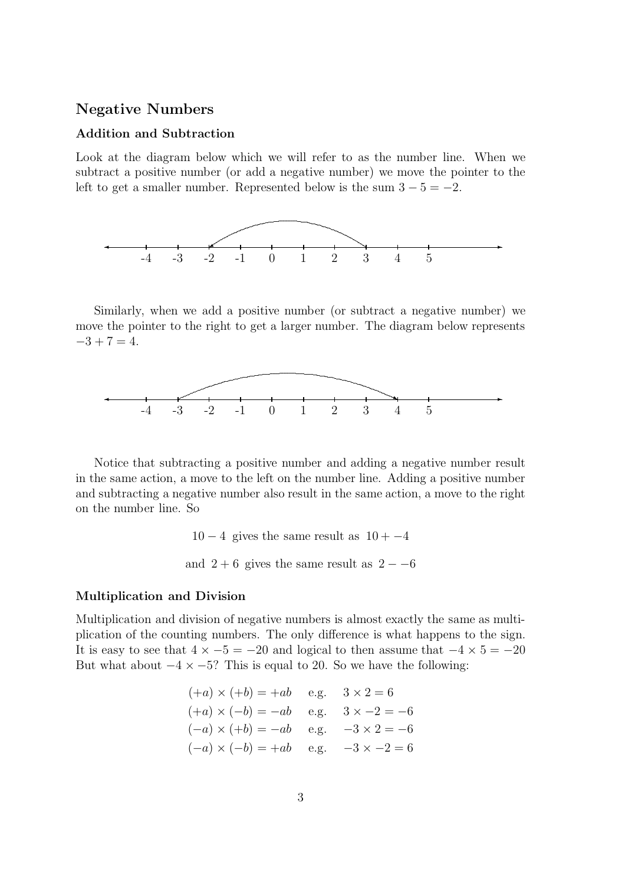## Negative Numbers

### Addition and Subtraction

Look at the diagram below which we will refer to as the number line. When we subtract a positive number (or add a negative number) we move the pointer to the left to get a smaller number. Represented below is the sum $3 - 5 = -2$.

Similarly, when we add a positive number (or subtract a negative number) we move the pointer to the right to get a larger number. The diagram below represents $-3 + 7 = 4$.

Notice that subtracting a positive number and adding a negative number result in the same action, a move to the left on the number line. Adding a positive number and subtracting a negative number also result in the same action, a move to the right on the number line. So

$$10 - 4 \text{ gives the same result as } 10 + -4$$

$$\text{and } 2 + 6 \text{ gives the same result as } 2 - -6$$

### Multiplication and Division

Multiplication and division of negative numbers is almost exactly the same as multiplication of the counting numbers. The only difference is what happens to the sign. It is easy to see that $4 \times -5 = -20$ and logical to then assume that $-4 \times 5 = -20$ But what about $-4 \times -5$? This is equal to 20. So we have the following:

$$
\begin{array}{lll}
(+a) \times (+b) = +ab & \text{e.g.} & 3 \times 2 = 6 \\
(+a) \times (-b) = -ab & \text{e.g.} & 3 \times -2 = -6 \\
(-a) \times (+b) = -ab & \text{e.g.} & -3 \times 2 = -6 \\
(-a) \times (-b) = +ab & \text{e.g.} & -3 \times -2 = 6
\end{array}
$$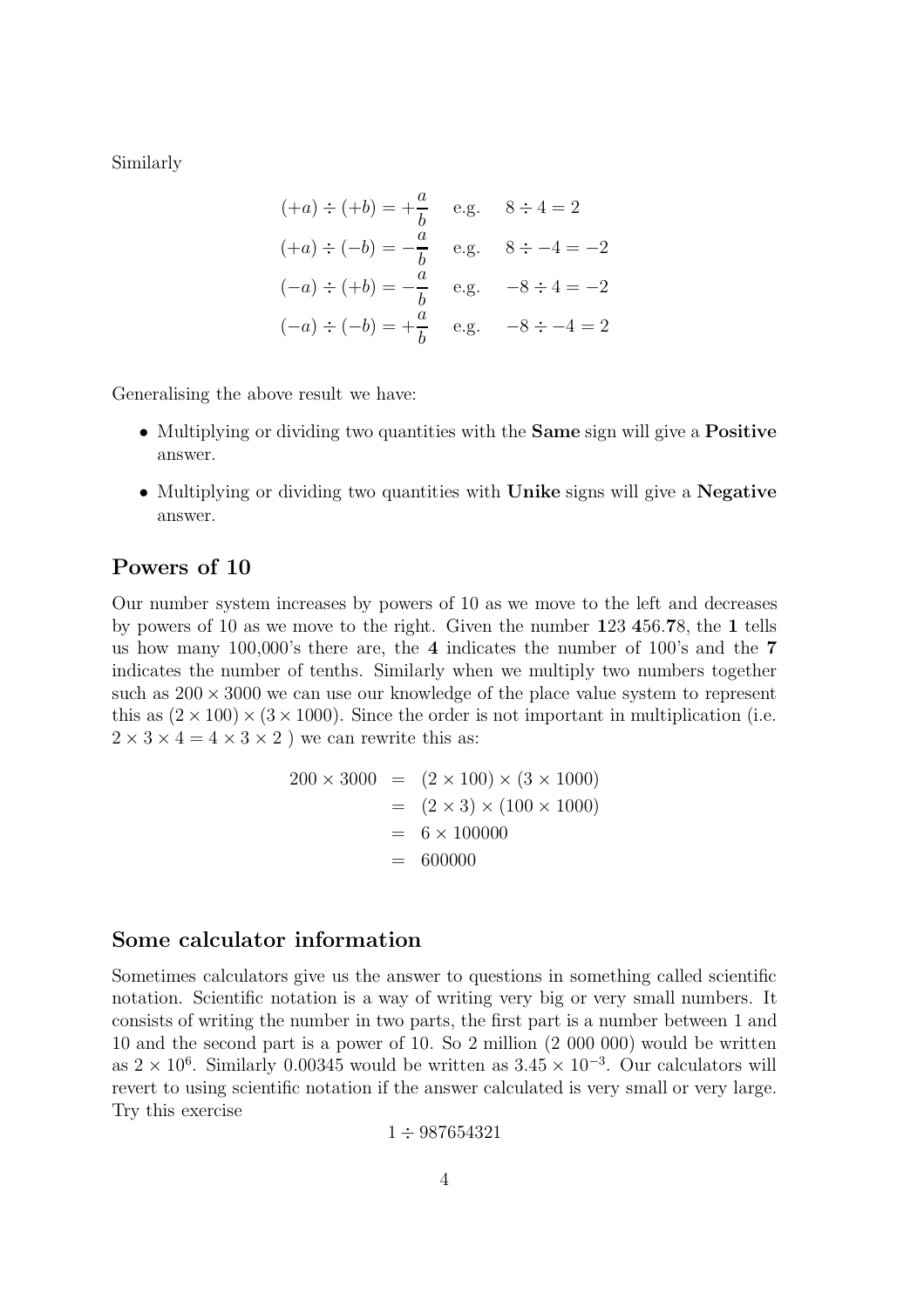Similarly

$$
\begin{aligned}
(+a) \div (+b) &= +\frac{a}{b} \quad \text{e.g.} \quad 8 \div 4 = 2 \\
(+a) \div (-b) &= -\frac{a}{b} \quad \text{e.g.} \quad 8 \div -4 = -2 \\
(-a) \div (+b) &= -\frac{a}{b} \quad \text{e.g.} \quad -8 \div 4 = -2 \\
(-a) \div (-b) &= +\frac{a}{b} \quad \text{e.g.} \quad -8 \div -4 = 2
\end{aligned}
$$

Generalising the above result we have:

- Multiplying or dividing two quantities with the **Same** sign will give a **Positive** answer.
- Multiplying or dividing two quantities with **Unike** signs will give a **Negative** answer.

## Powers of 10

Our number system increases by powers of 10 as we move to the left and decreases by powers of 10 as we move to the right. Given the number **1**23 **4**56.**7**8, the **1** tells us how many 100,000's there are, the **4** indicates the number of 100's and the **7** indicates the number of tenths. Similarly when we multiply two numbers together such as $200 \times 3000$ we can use our knowledge of the place value system to represent this as $(2 \times 100) \times (3 \times 1000)$. Since the order is not important in multiplication (i.e. $2 \times 3 \times 4 = 4 \times 3 \times 2$ ) we can rewrite this as:

$$
\begin{aligned}
200 \times 3000 &= (2 \times 100) \times (3 \times 1000) \\
&= (2 \times 3) \times (100 \times 1000) \\
&= 6 \times 100000 \\
&= 600000
\end{aligned}
$$

## Some calculator information

Sometimes calculators give us the answer to questions in something called scientific notation. Scientific notation is a way of writing very big or very small numbers. It consists of writing the number in two parts, the first part is a number between 1 and 10 and the second part is a power of 10. So 2 million (2 000 000) would be written as $2 \times 10^6$. Similarly 0.00345 would be written as $3.45 \times 10^{-3}$. Our calculators will revert to using scientific notation if the answer calculated is very small or very large. Try this exercise

$$1 \div 987654321$$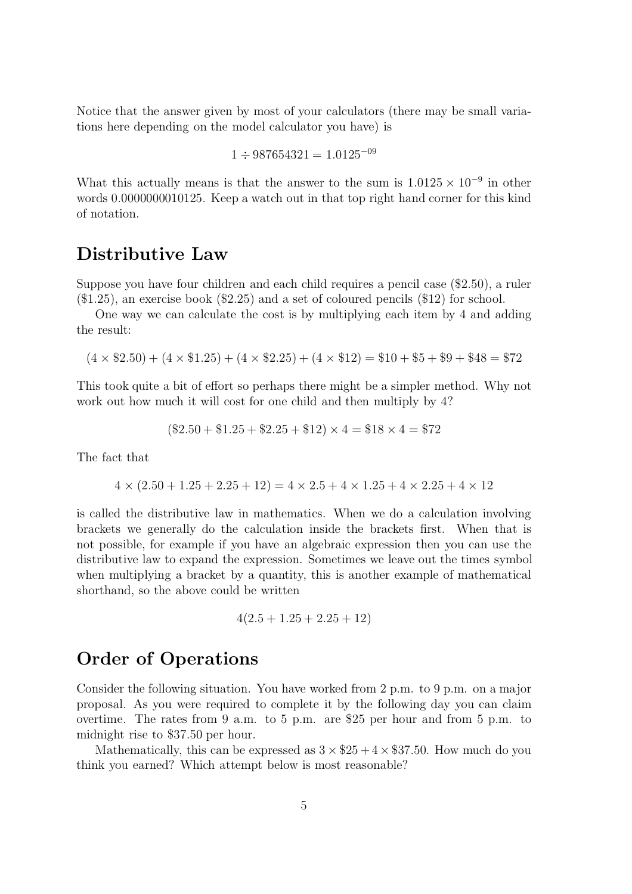Notice that the answer given by most of your calculators (there may be small variations here depending on the model calculator you have) is

$$1 \div 987654321 = 1.0125^{-09}$$

What this actually means is that the answer to the sum is $1.0125 \times 10^{-9}$ in other words 0.0000000010125. Keep a watch out in that top right hand corner for this kind of notation.

## Distributive Law

Suppose you have four children and each child requires a pencil case ($2.50), a ruler ($1.25), an exercise book ($2.25) and a set of coloured pencils ($12) for school.

One way we can calculate the cost is by multiplying each item by 4 and adding the result:

$$(4 \times \$2.50) + (4 \times \$1.25) + (4 \times \$2.25) + (4 \times \$12) = \$10 + \$5 + \$9 + \$48 = \$72$$

This took quite a bit of effort so perhaps there might be a simpler method. Why not work out how much it will cost for one child and then multiply by 4?

$$(\$2.50 + \$1.25 + \$2.25 + \$12) \times 4 = \$18 \times 4 = \$72$$

The fact that

$$4 \times (2.50 + 1.25 + 2.25 + 12) = 4 \times 2.5 + 4 \times 1.25 + 4 \times 2.25 + 4 \times 12$$

is called the distributive law in mathematics. When we do a calculation involving brackets we generally do the calculation inside the brackets first. When that is not possible, for example if you have an algebraic expression then you can use the distributive law to expand the expression. Sometimes we leave out the times symbol when multiplying a bracket by a quantity, this is another example of mathematical shorthand, so the above could be written

$$4(2.5 + 1.25 + 2.25 + 12)$$

## Order of Operations

Consider the following situation. You have worked from 2 p.m. to 9 p.m. on a major proposal. As you were required to complete it by the following day you can claim overtime. The rates from 9 a.m. to 5 p.m. are $25 per hour and from 5 p.m. to midnight rise to $37.50 per hour.

Mathematically, this can be expressed as $3 \times \$25 + 4 \times \$37.50$. How much do you think you earned? Which attempt below is most reasonable?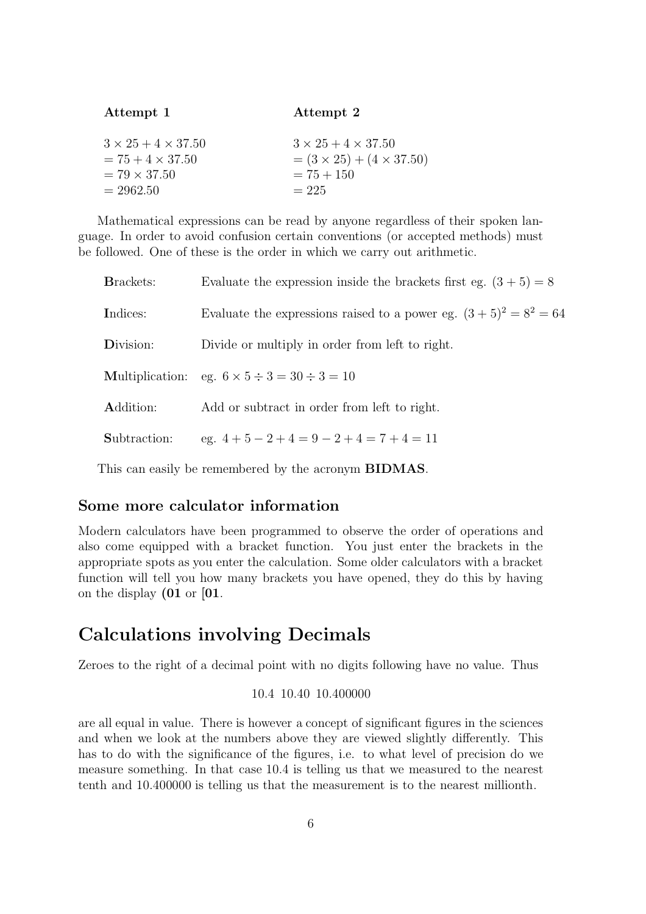| **Attempt 1** | **Attempt 2** |
| --- | --- |
| $3 \times 25 + 4 \times 37.50$ | $3 \times 25 + 4 \times 37.50$ |
| $= 75 + 4 \times 37.50$ | $= (3 \times 25) + (4 \times 37.50)$ |
| $= 79 \times 37.50$ | $= 75 + 150$ |
| $= 2962.50$ | $= 225$ |

Mathematical expressions can be read by anyone regardless of their spoken language. In order to avoid confusion certain conventions (or accepted methods) must be followed. One of these is the order in which we carry out arithmetic.

| | |
| --- | --- |
| **B**rackets: | Evaluate the expression inside the brackets first eg. $(3 + 5) = 8$ |
| **I**ndices: | Evaluate the expressions raised to a power eg. $(3 + 5)^2 = 8^2 = 64$ |
| **D**ivision: | Divide or multiply in order from left to right. |
| **M**ultiplication: | eg. $6 \times 5 \div 3 = 30 \div 3 = 10$ |
| **A**ddition: | Add or subtract in order from left to right. |
| **S**ubtraction: | eg. $4 + 5 - 2 + 4 = 9 - 2 + 4 = 7 + 4 = 11$ |

This can easily be remembered by the acronym **BIDMAS**.

### Some more calculator information

Modern calculators have been programmed to observe the order of operations and also come equipped with a bracket function. You just enter the brackets in the appropriate spots as you enter the calculation. Some older calculators with a bracket function will tell you how many brackets you have opened, they do this by having on the display **(01** or **[01**.

## Calculations involving Decimals

Zeroes to the right of a decimal point with no digits following have no value. Thus

10.4 10.40 10.400000

are all equal in value. There is however a concept of significant figures in the sciences and when we look at the numbers above they are viewed slightly differently. This has to do with the significance of the figures, i.e. to what level of precision do we measure something. In that case 10.4 is telling us that we measured to the nearest tenth and 10.400000 is telling us that the measurement is to the nearest millionth.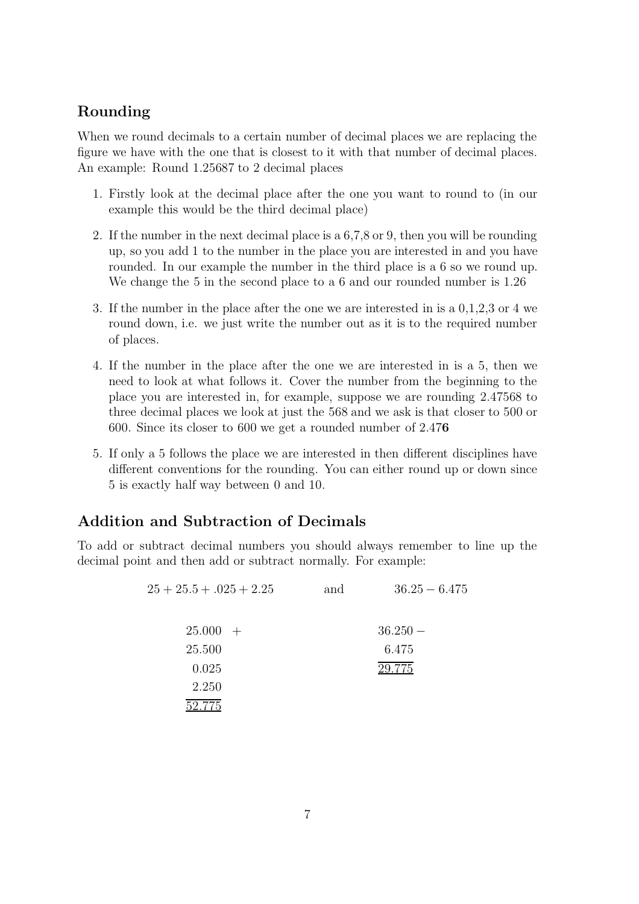## Rounding

When we round decimals to a certain number of decimal places we are replacing the figure we have with the one that is closest to it with that number of decimal places. An example: Round 1.25687 to 2 decimal places

1. Firstly look at the decimal place after the one you want to round to (in our example this would be the third decimal place)
2. If the number in the next decimal place is a 6,7,8 or 9, then you will be rounding up, so you add 1 to the number in the place you are interested in and you have rounded. In our example the number in the third place is a 6 so we round up. We change the 5 in the second place to a 6 and our rounded number is 1.26
3. If the number in the place after the one we are interested in is a 0,1,2,3 or 4 we round down, i.e. we just write the number out as it is to the required number of places.
4. If the number in the place after the one we are interested in is a 5, then we need to look at what follows it. Cover the number from the beginning to the place you are interested in, for example, suppose we are rounding 2.47568 to three decimal places we look at just the 568 and we ask is that closer to 500 or 600. Since its closer to 600 we get a rounded number of 2.47**6**
5. If only a 5 follows the place we are interested in then different disciplines have different conventions for the rounding. You can either round up or down since 5 is exactly half way between 0 and 10.

## Addition and Subtraction of Decimals

To add or subtract decimal numbers you should always remember to line up the decimal point and then add or subtract normally. For example:

$$25 + 25.5 + .025 + 2.25 \qquad \text{and} \qquad 36.25 - 6.475$$

$$\begin{array}{r} 25.000 \; + \\ 25.500 \\ 0.025 \\ 2.250 \\ \hline 52.775 \end{array} \qquad\qquad \begin{array}{r} 36.250 \; - \\ 6.475 \\ \hline 29.775 \end{array}$$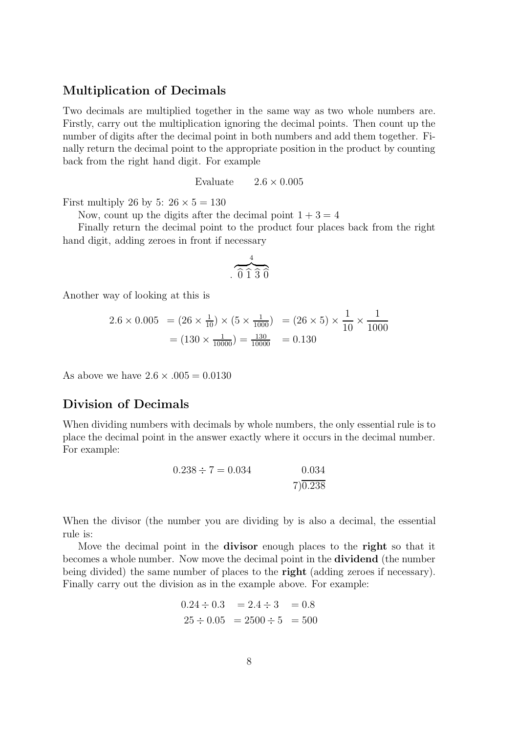## Multiplication of Decimals

Two decimals are multiplied together in the same way as two whole numbers are. Firstly, carry out the multiplication ignoring the decimal points. Then count up the number of digits after the decimal point in both numbers and add them together. Finally return the decimal point to the appropriate position in the product by counting back from the right hand digit. For example

$$\text{Evaluate} \qquad 2.6 \times 0.005$$

First multiply 26 by 5: $26 \times 5 = 130$

Now, count up the digits after the decimal point $1 + 3 = 4$

Finally return the decimal point to the product four places back from the right hand digit, adding zeroes in front if necessary

$$.\overbrace{\widehat{0}\,\widehat{1}\,\widehat{3}\,\widehat{0}}^{4}$$

Another way of looking at this is

$$\begin{aligned} 2.6 \times 0.005 &= (26 \times \tfrac{1}{10}) \times (5 \times \tfrac{1}{1000}) &= (26 \times 5) \times \frac{1}{10} \times \frac{1}{1000} \\ &= (130 \times \tfrac{1}{10000}) = \tfrac{130}{10000} &= 0.130 \end{aligned}$$

As above we have $2.6 \times .005 = 0.0130$

## Division of Decimals

When dividing numbers with decimals by whole numbers, the only essential rule is to place the decimal point in the answer exactly where it occurs in the decimal number. For example:

$$0.238 \div 7 = 0.034 \qquad \begin{array}{r} 0.034 \\ 7\overline{)0.238} \end{array}$$

When the divisor (the number you are dividing by is also a decimal, the essential rule is:

Move the decimal point in the **divisor** enough places to the **right** so that it becomes a whole number. Now move the decimal point in the **dividend** (the number being divided) the same number of places to the **right** (adding zeroes if necessary). Finally carry out the division as in the example above. For example:

$$\begin{aligned} 0.24 \div 0.3 &= 2.4 \div 3 &= 0.8 \\ 25 \div 0.05 &= 2500 \div 5 &= 500 \end{aligned}$$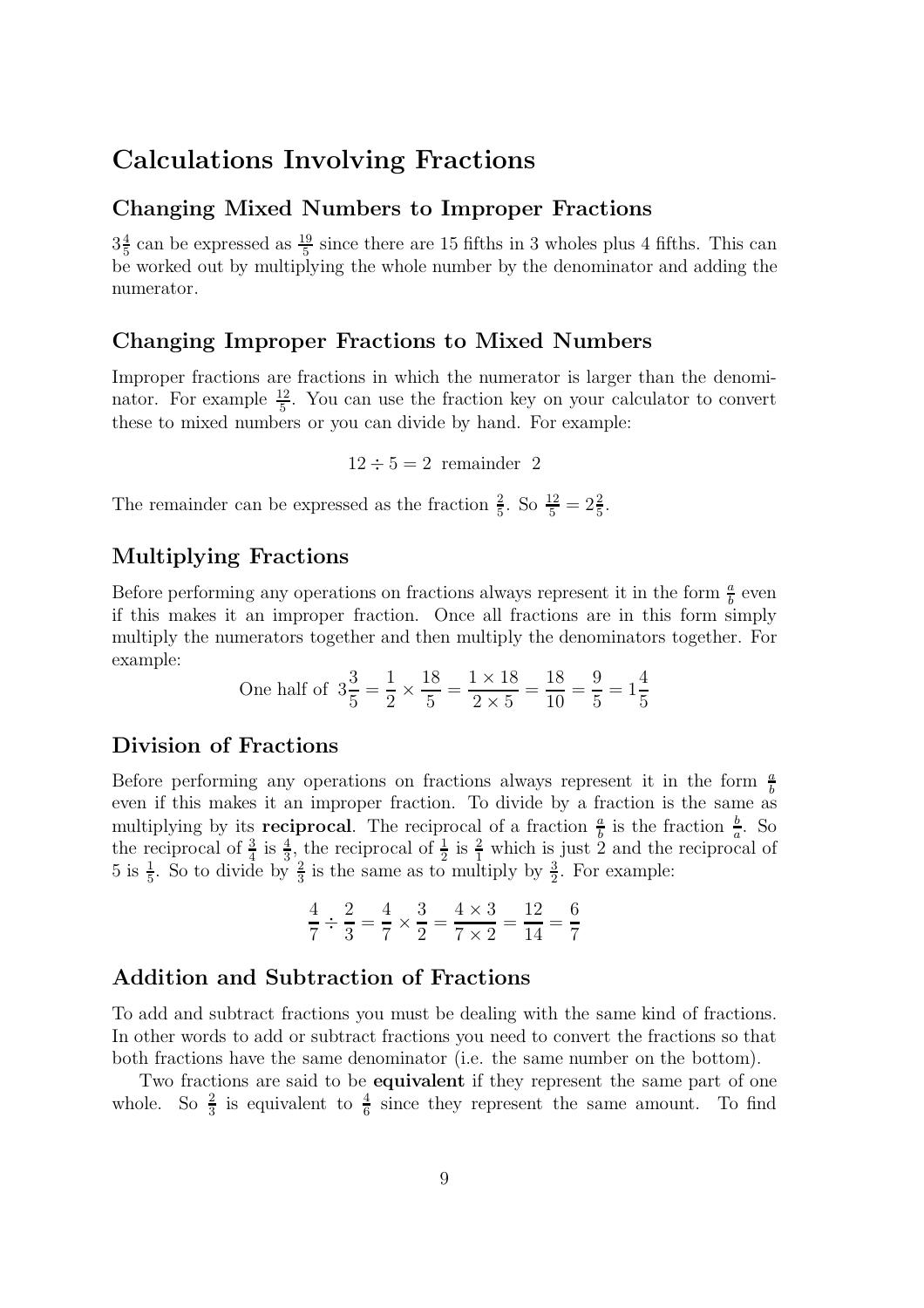# Calculations Involving Fractions

## Changing Mixed Numbers to Improper Fractions

$3\frac{4}{5}$ can be expressed as $\frac{19}{5}$ since there are 15 fifths in 3 wholes plus 4 fifths. This can be worked out by multiplying the whole number by the denominator and adding the numerator.

## Changing Improper Fractions to Mixed Numbers

Improper fractions are fractions in which the numerator is larger than the denominator. For example $\frac{12}{5}$. You can use the fraction key on your calculator to convert these to mixed numbers or you can divide by hand. For example:

$$12 \div 5 = 2 \text{ remainder } 2$$

The remainder can be expressed as the fraction $\frac{2}{5}$. So $\frac{12}{5} = 2\frac{2}{5}$.

## Multiplying Fractions

Before performing any operations on fractions always represent it in the form $\frac{a}{b}$ even if this makes it an improper fraction. Once all fractions are in this form simply multiply the numerators together and then multiply the denominators together. For example:

$$\text{One half of } 3\frac{3}{5} = \frac{1}{2} \times \frac{18}{5} = \frac{1 \times 18}{2 \times 5} = \frac{18}{10} = \frac{9}{5} = 1\frac{4}{5}$$

## Division of Fractions

Before performing any operations on fractions always represent it in the form $\frac{a}{b}$ even if this makes it an improper fraction. To divide by a fraction is the same as multiplying by its **reciprocal**. The reciprocal of a fraction $\frac{a}{b}$ is the fraction $\frac{b}{a}$. So the reciprocal of $\frac{3}{4}$ is $\frac{4}{3}$, the reciprocal of $\frac{1}{2}$ is $\frac{2}{1}$ which is just 2 and the reciprocal of 5 is $\frac{1}{5}$. So to divide by $\frac{2}{3}$ is the same as to multiply by $\frac{3}{2}$. For example:

$$\frac{4}{7} \div \frac{2}{3} = \frac{4}{7} \times \frac{3}{2} = \frac{4 \times 3}{7 \times 2} = \frac{12}{14} = \frac{6}{7}$$

## Addition and Subtraction of Fractions

To add and subtract fractions you must be dealing with the same kind of fractions. In other words to add or subtract fractions you need to convert the fractions so that both fractions have the same denominator (i.e. the same number on the bottom).

Two fractions are said to be **equivalent** if they represent the same part of one whole. So $\frac{2}{3}$ is equivalent to $\frac{4}{6}$ since they represent the same amount. To find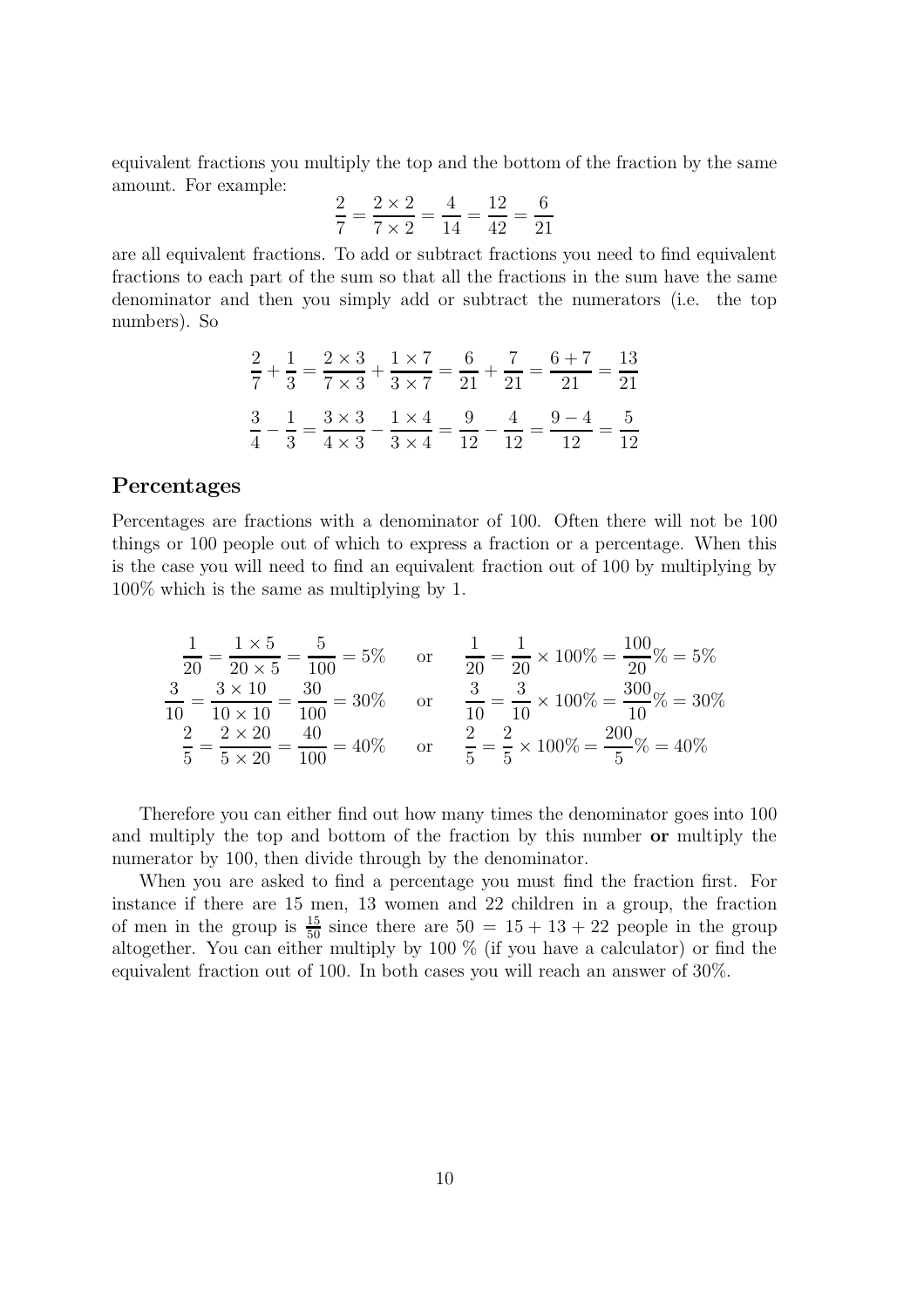equivalent fractions you multiply the top and the bottom of the fraction by the same amount. For example:

$$\frac{2}{7} = \frac{2 \times 2}{7 \times 2} = \frac{4}{14} = \frac{12}{42} = \frac{6}{21}$$

are all equivalent fractions. To add or subtract fractions you need to find equivalent fractions to each part of the sum so that all the fractions in the sum have the same denominator and then you simply add or subtract the numerators (i.e. the top numbers). So

$$\frac{2}{7} + \frac{1}{3} = \frac{2 \times 3}{7 \times 3} + \frac{1 \times 7}{3 \times 7} = \frac{6}{21} + \frac{7}{21} = \frac{6+7}{21} = \frac{13}{21}$$

$$\frac{3}{4} - \frac{1}{3} = \frac{3 \times 3}{4 \times 3} - \frac{1 \times 4}{3 \times 4} = \frac{9}{12} - \frac{4}{12} = \frac{9-4}{12} = \frac{5}{12}$$

## Percentages

Percentages are fractions with a denominator of 100. Often there will not be 100 things or 100 people out of which to express a fraction or a percentage. When this is the case you will need to find an equivalent fraction out of 100 by multiplying by 100% which is the same as multiplying by 1.

$$\frac{1}{20} = \frac{1 \times 5}{20 \times 5} = \frac{5}{100} = 5\% \quad \text{or} \quad \frac{1}{20} = \frac{1}{20} \times 100\% = \frac{100}{20}\% = 5\%$$

$$\frac{3}{10} = \frac{3 \times 10}{10 \times 10} = \frac{30}{100} = 30\% \quad \text{or} \quad \frac{3}{10} = \frac{3}{10} \times 100\% = \frac{300}{10}\% = 30\%$$

$$\frac{2}{5} = \frac{2 \times 20}{5 \times 20} = \frac{40}{100} = 40\% \quad \text{or} \quad \frac{2}{5} = \frac{2}{5} \times 100\% = \frac{200}{5}\% = 40\%$$

Therefore you can either find out how many times the denominator goes into 100 and multiply the top and bottom of the fraction by this number **or** multiply the numerator by 100, then divide through by the denominator.

When you are asked to find a percentage you must find the fraction first. For instance if there are 15 men, 13 women and 22 children in a group, the fraction of men in the group is $\frac{15}{50}$ since there are $50 = 15 + 13 + 22$ people in the group altogether. You can either multiply by 100 % (if you have a calculator) or find the equivalent fraction out of 100. In both cases you will reach an answer of 30%.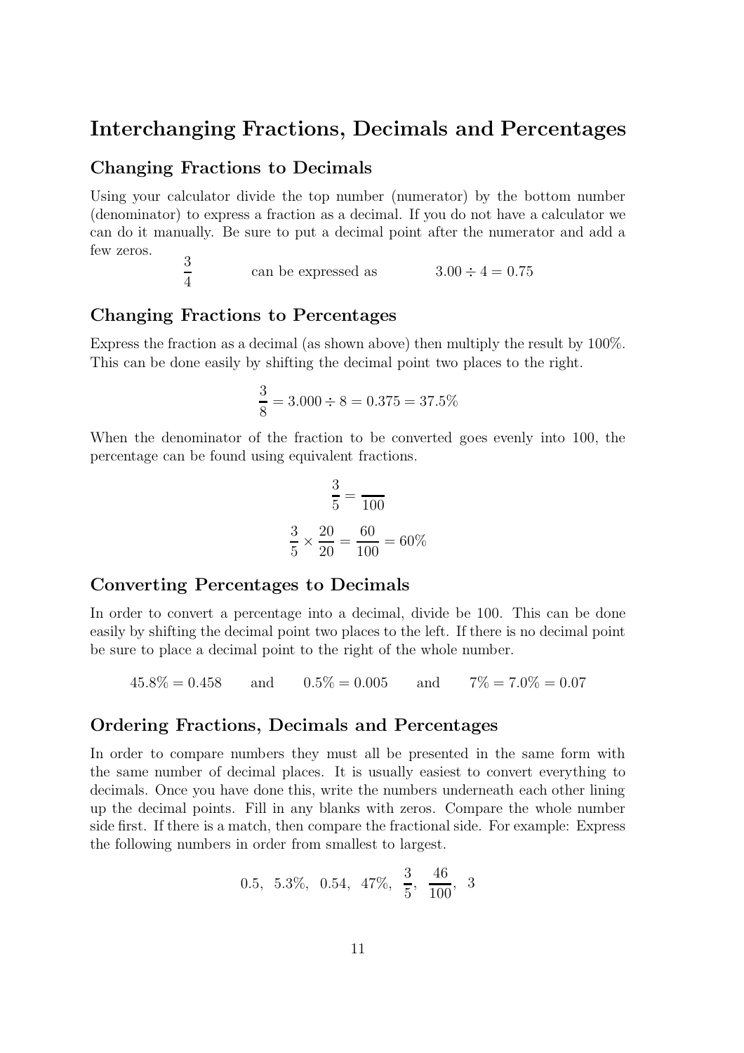# Interchanging Fractions, Decimals and Percentages

## Changing Fractions to Decimals

Using your calculator divide the top number (numerator) by the bottom number (denominator) to express a fraction as a decimal. If you do not have a calculator we can do it manually. Be sure to put a decimal point after the numerator and add a few zeros.

$$\frac{3}{4} \qquad \text{can be expressed as} \qquad 3.00 \div 4 = 0.75$$

## Changing Fractions to Percentages

Express the fraction as a decimal (as shown above) then multiply the result by 100%. This can be done easily by shifting the decimal point two places to the right.

$$\frac{3}{8} = 3.000 \div 8 = 0.375 = 37.5\%$$

When the denominator of the fraction to be converted goes evenly into 100, the percentage can be found using equivalent fractions.

$$\frac{3}{5} = \frac{\phantom{60}}{100}$$

$$\frac{3}{5} \times \frac{20}{20} = \frac{60}{100} = 60\%$$

## Converting Percentages to Decimals

In order to convert a percentage into a decimal, divide be 100. This can be done easily by shifting the decimal point two places to the left. If there is no decimal point be sure to place a decimal point to the right of the whole number.

$$45.8\% = 0.458 \qquad \text{and} \qquad 0.5\% = 0.005 \qquad \text{and} \qquad 7\% = 7.0\% = 0.07$$

## Ordering Fractions, Decimals and Percentages

In order to compare numbers they must all be presented in the same form with the same number of decimal places. It is usually easiest to convert everything to decimals. Once you have done this, write the numbers underneath each other lining up the decimal points. Fill in any blanks with zeros. Compare the whole number side first. If there is a match, then compare the fractional side. For example: Express the following numbers in order from smallest to largest.

$$0.5, \;\; 5.3\%, \;\; 0.54, \;\; 47\%, \;\; \frac{3}{5}, \;\; \frac{46}{100}, \;\; 3$$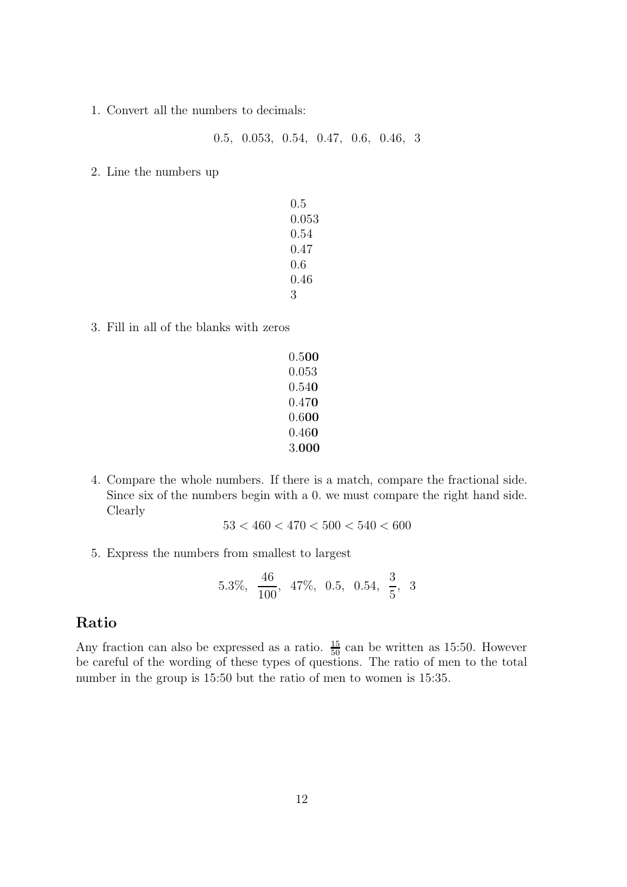1. Convert all the numbers to decimals:

$$0.5,\ \ 0.053,\ \ 0.54,\ \ 0.47,\ \ 0.6,\ \ 0.46,\ \ 3$$

2. Line the numbers up

$$\begin{array}{l} 0.5 \\ 0.053 \\ 0.54 \\ 0.47 \\ 0.6 \\ 0.46 \\ 3 \end{array}$$

3. Fill in all of the blanks with zeros

$$\begin{array}{l} 0.5\mathbf{00} \\ 0.053 \\ 0.54\mathbf{0} \\ 0.47\mathbf{0} \\ 0.6\mathbf{00} \\ 0.46\mathbf{0} \\ 3.\mathbf{000} \end{array}$$

4. Compare the whole numbers. If there is a match, compare the fractional side. Since six of the numbers begin with a 0. we must compare the right hand side. Clearly

$$53 < 460 < 470 < 500 < 540 < 600$$

5. Express the numbers from smallest to largest

$$5.3\%,\ \ \frac{46}{100},\ \ 47\%,\ \ 0.5,\ \ 0.54,\ \ \frac{3}{5},\ \ 3$$

## Ratio

Any fraction can also be expressed as a ratio. $\frac{15}{50}$ can be written as 15:50. However be careful of the wording of these types of questions. The ratio of men to the total number in the group is 15:50 but the ratio of men to women is 15:35.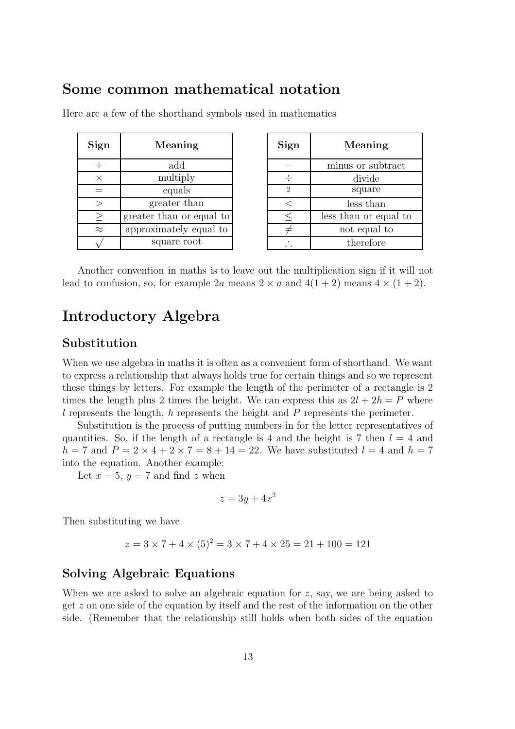## Some common mathematical notation

Here are a few of the shorthand symbols used in mathematics

| Sign | Meaning |
|---|---|
| $+$ | add |
| $\times$ | multiply |
| $=$ | equals |
| $>$ | greater than |
| $\geq$ | greater than or equal to |
| $\approx$ | approximately equal to |
| $\sqrt{}$ | square root |

| Sign | Meaning |
|---|---|
| $-$ | minus or subtract |
| $\div$ | divide |
| $^2$ | square |
| $<$ | less than |
| $\leq$ | less than or equal to |
| $\neq$ | not equal to |
| $\therefore$ | therefore |

Another convention in maths is to leave out the multiplication sign if it will not lead to confusion, so, for example $2a$ means $2 \times a$ and $4(1+2)$ means $4 \times (1+2)$.

# Introductory Algebra

## Substitution

When we use algebra in maths it is often as a convenient form of shorthand. We want to express a relationship that always holds true for certain things and so we represent these things by letters. For example the length of the perimeter of a rectangle is 2 times the length plus 2 times the height. We can express this as $2l + 2h = P$ where $l$ represents the length, $h$ represents the height and $P$ represents the perimeter.

Substitution is the process of putting numbers in for the letter representatives of quantities. So, if the length of a rectangle is 4 and the height is 7 then $l = 4$ and $h = 7$ and $P = 2 \times 4 + 2 \times 7 = 8 + 14 = 22$. We have substituted $l = 4$ and $h = 7$ into the equation. Another example:

Let $x = 5$, $y = 7$ and find $z$ when

$$z = 3y + 4x^2$$

Then substituting we have

$$z = 3 \times 7 + 4 \times (5)^2 = 3 \times 7 + 4 \times 25 = 21 + 100 = 121$$

## Solving Algebraic Equations

When we are asked to solve an algebraic equation for $z$, say, we are being asked to get $z$ on one side of the equation by itself and the rest of the information on the other side. (Remember that the relationship still holds when both sides of the equation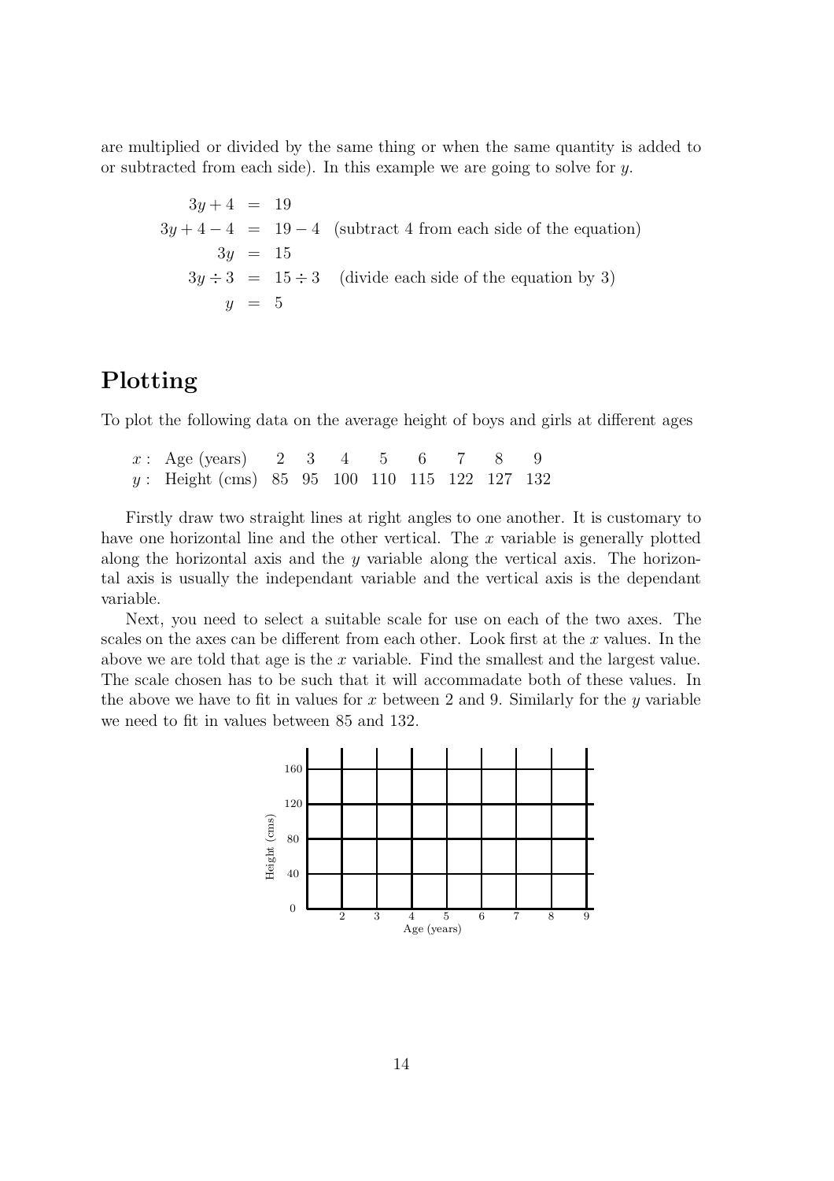are multiplied or divided by the same thing or when the same quantity is added to or subtracted from each side). In this example we are going to solve for $y$.

$$
\begin{aligned}
3y + 4 &= 19 \\
3y + 4 - 4 &= 19 - 4 \quad \text{(subtract 4 from each side of the equation)} \\
3y &= 15 \\
3y \div 3 &= 15 \div 3 \quad \text{(divide each side of the equation by 3)} \\
y &= 5
\end{aligned}
$$

## Plotting

To plot the following data on the average height of boys and girls at different ages

| | | | | | | | | |
|---|---|---|---|---|---|---|---|---|
| $x$ : Age (years) | 2 | 3 | 4 | 5 | 6 | 7 | 8 | 9 |
| $y$ : Height (cms) | 85 | 95 | 100 | 110 | 115 | 122 | 127 | 132 |

Firstly draw two straight lines at right angles to one another. It is customary to have one horizontal line and the other vertical. The $x$ variable is generally plotted along the horizontal axis and the $y$ variable along the vertical axis. The horizontal axis is usually the independant variable and the vertical axis is the dependant variable.

Next, you need to select a suitable scale for use on each of the two axes. The scales on the axes can be different from each other. Look first at the $x$ values. In the above we are told that age is the $x$ variable. Find the smallest and the largest value. The scale chosen has to be such that it will accommadate both of these values. In the above we have to fit in values for $x$ between 2 and 9. Similarly for the $y$ variable we need to fit in values between 85 and 132.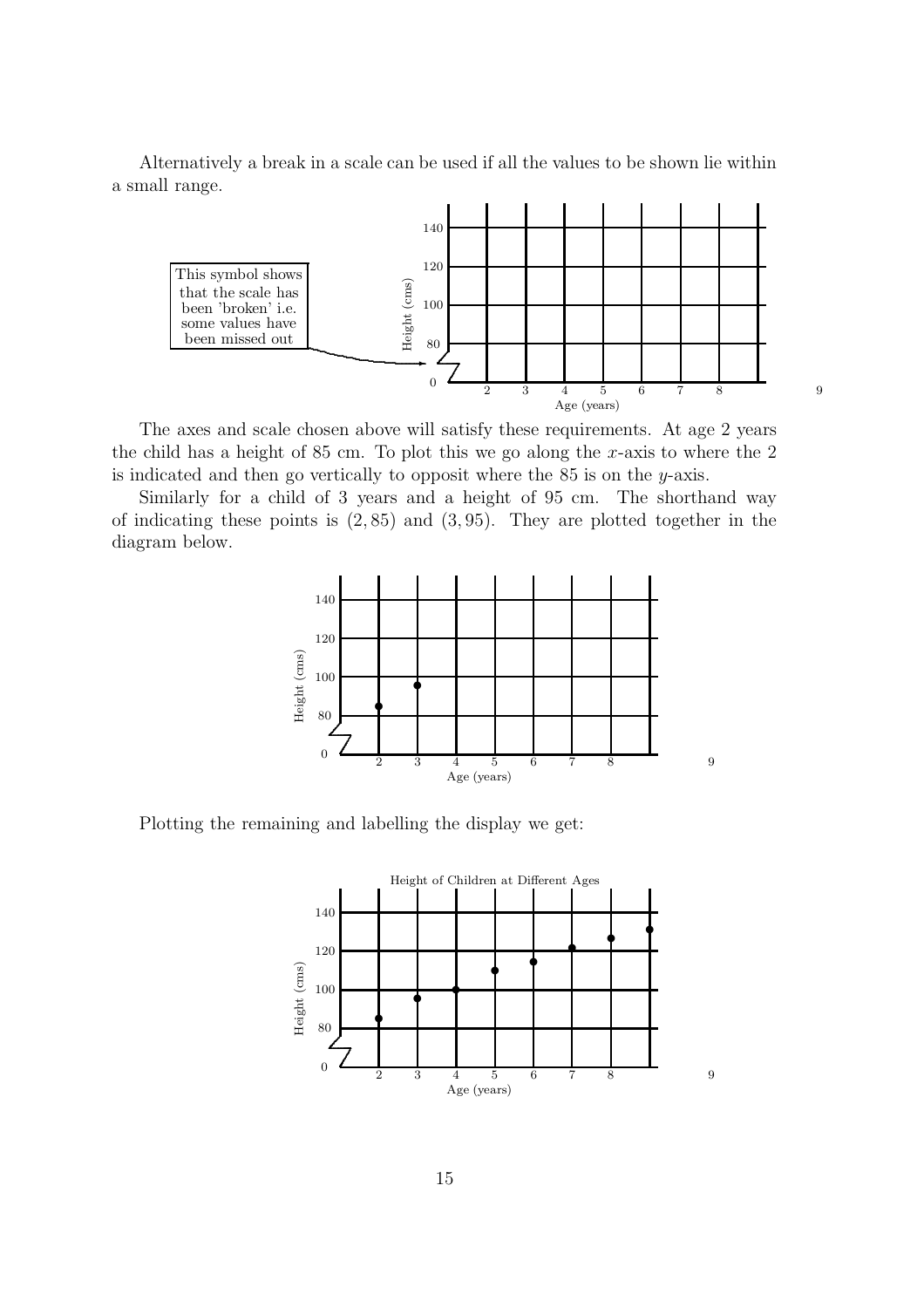Alternatively a break in a scale can be used if all the values to be shown lie within a small range.

The axes and scale chosen above will satisfy these requirements. At age 2 years the child has a height of 85 cm. To plot this we go along the $x$-axis to where the 2 is indicated and then go vertically to opposit where the 85 is on the $y$-axis.

Similarly for a child of 3 years and a height of 95 cm. The shorthand way of indicating these points is $(2, 85)$ and $(3, 95)$. They are plotted together in the diagram below.

Plotting the remaining and labelling the display we get: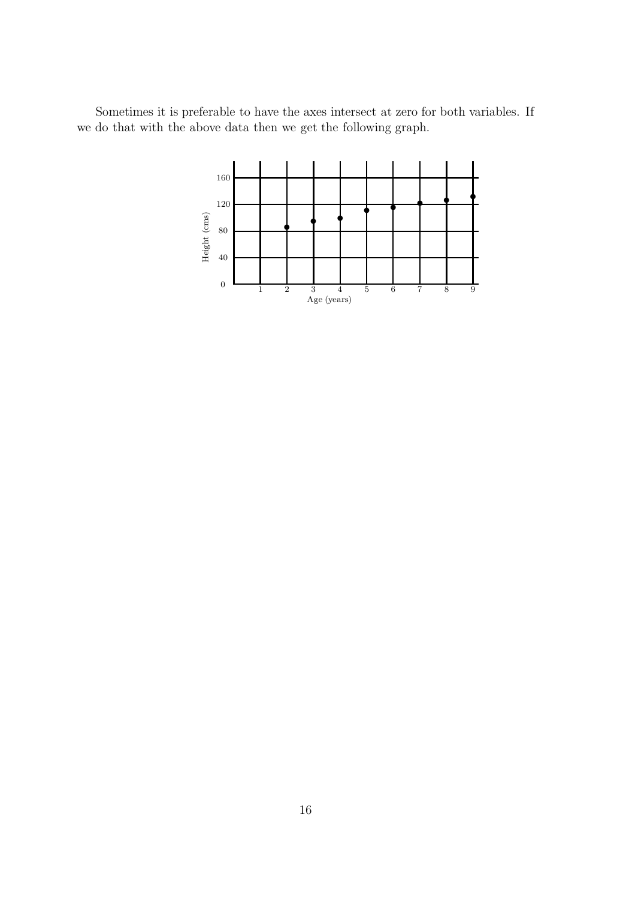Sometimes it is preferable to have the axes intersect at zero for both variables. If we do that with the above data then we get the following graph.

Height (cms)

160

120

80

40

0

1 2 3 4 5 6 7 8 9

Age (years)